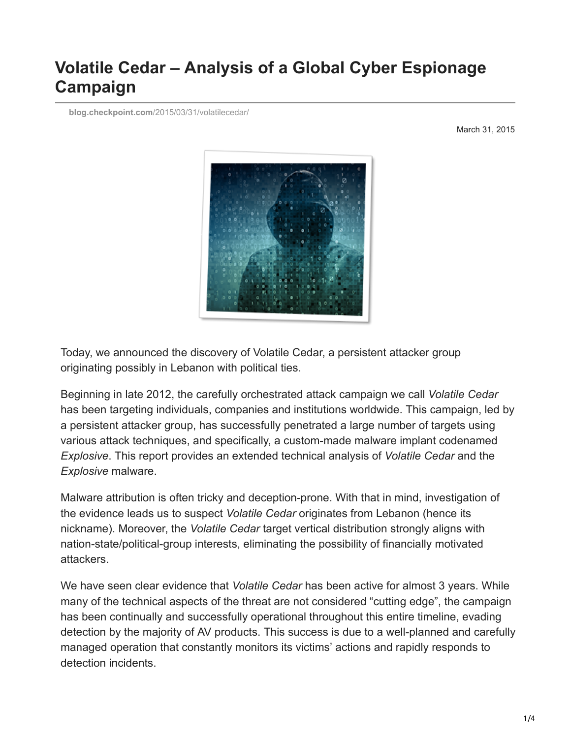# Volatile Cedar – Analysis of a Global Cyber Espionage Campaign

blog.checkpoint.com/2015/03/31/volatilecedar/

March 31, 2015

Today, we announced the discovery of Volatile Cedar, a persistent attacker group originating possibly in Lebanon with political ties.

Beginning in late 2012, the carefully orchestrated attack campaign we call *Volatile Cedar* has been targeting individuals, companies and institutions worldwide. This campaign, led by a persistent attacker group, has successfully penetrated a large number of targets using various attack techniques, and specifically, a custom-made malware implant codenamed *Explosive*. This report provides an extended technical analysis of *Volatile Cedar* and the *Explosive* malware.

Malware attribution is often tricky and deception-prone. With that in mind, investigation of the evidence leads us to suspect *Volatile Cedar* originates from Lebanon (hence its nickname). Moreover, the *Volatile Cedar* target vertical distribution strongly aligns with nation-state/political-group interests, eliminating the possibility of financially motivated attackers.

We have seen clear evidence that *Volatile Cedar* has been active for almost 3 years. While many of the technical aspects of the threat are not considered "cutting edge", the campaign has been continually and successfully operational throughout this entire timeline, evading detection by the majority of AV products. This success is due to a well-planned and carefully managed operation that constantly monitors its victims' actions and rapidly responds to detection incidents.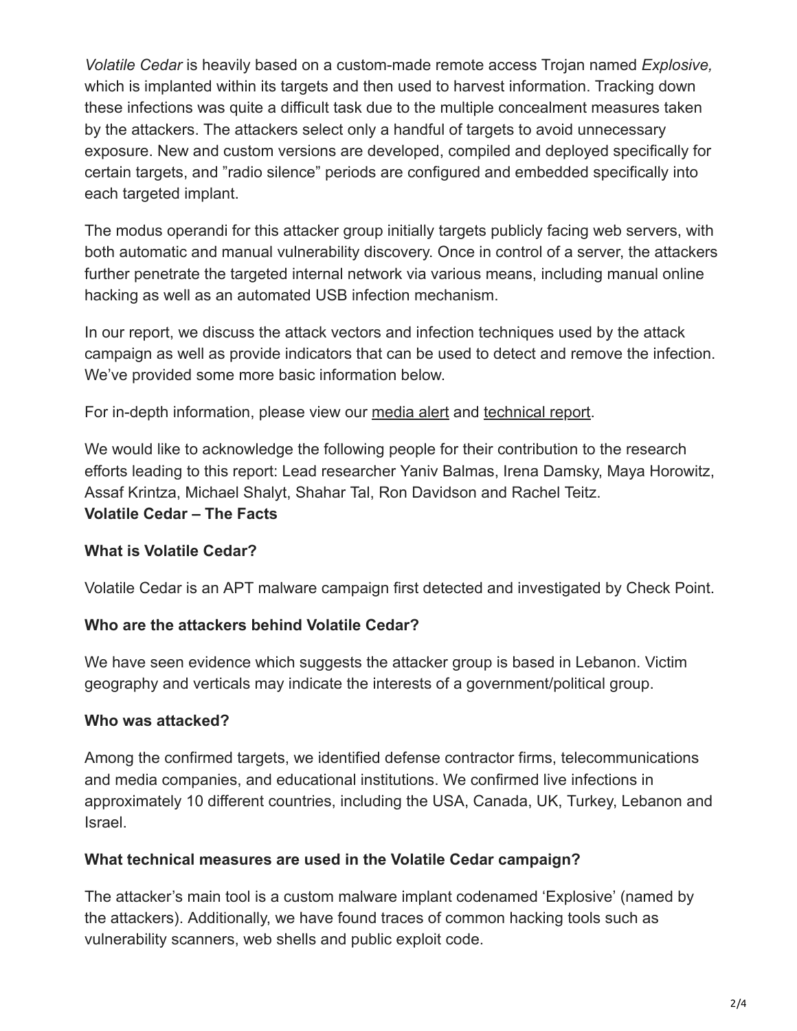*Volatile Cedar* is heavily based on a custom-made remote access Trojan named *Explosive,* which is implanted within its targets and then used to harvest information. Tracking down these infections was quite a difficult task due to the multiple concealment measures taken by the attackers. The attackers select only a handful of targets to avoid unnecessary exposure. New and custom versions are developed, compiled and deployed specifically for certain targets, and "radio silence" periods are configured and embedded specifically into each targeted implant.

The modus operandi for this attacker group initially targets publicly facing web servers, with both automatic and manual vulnerability discovery. Once in control of a server, the attackers further penetrate the targeted internal network via various means, including manual online hacking as well as an automated USB infection mechanism.

In our report, we discuss the attack vectors and infection techniques used by the attack campaign as well as provide indicators that can be used to detect and remove the infection. We've provided some more basic information below.

For in-depth information, please view our media alert and technical report.

We would like to acknowledge the following people for their contribution to the research efforts leading to this report: Lead researcher Yaniv Balmas, Irena Damsky, Maya Horowitz, Assaf Krintza, Michael Shalyt, Shahar Tal, Ron Davidson and Rachel Teitz.

**Volatile Cedar – The Facts**

**What is Volatile Cedar?**

Volatile Cedar is an APT malware campaign first detected and investigated by Check Point.

**Who are the attackers behind Volatile Cedar?**

We have seen evidence which suggests the attacker group is based in Lebanon. Victim geography and verticals may indicate the interests of a government/political group.

**Who was attacked?**

Among the confirmed targets, we identified defense contractor firms, telecommunications and media companies, and educational institutions. We confirmed live infections in approximately 10 different countries, including the USA, Canada, UK, Turkey, Lebanon and Israel.

**What technical measures are used in the Volatile Cedar campaign?**

The attacker's main tool is a custom malware implant codenamed 'Explosive' (named by the attackers). Additionally, we have found traces of common hacking tools such as vulnerability scanners, web shells and public exploit code.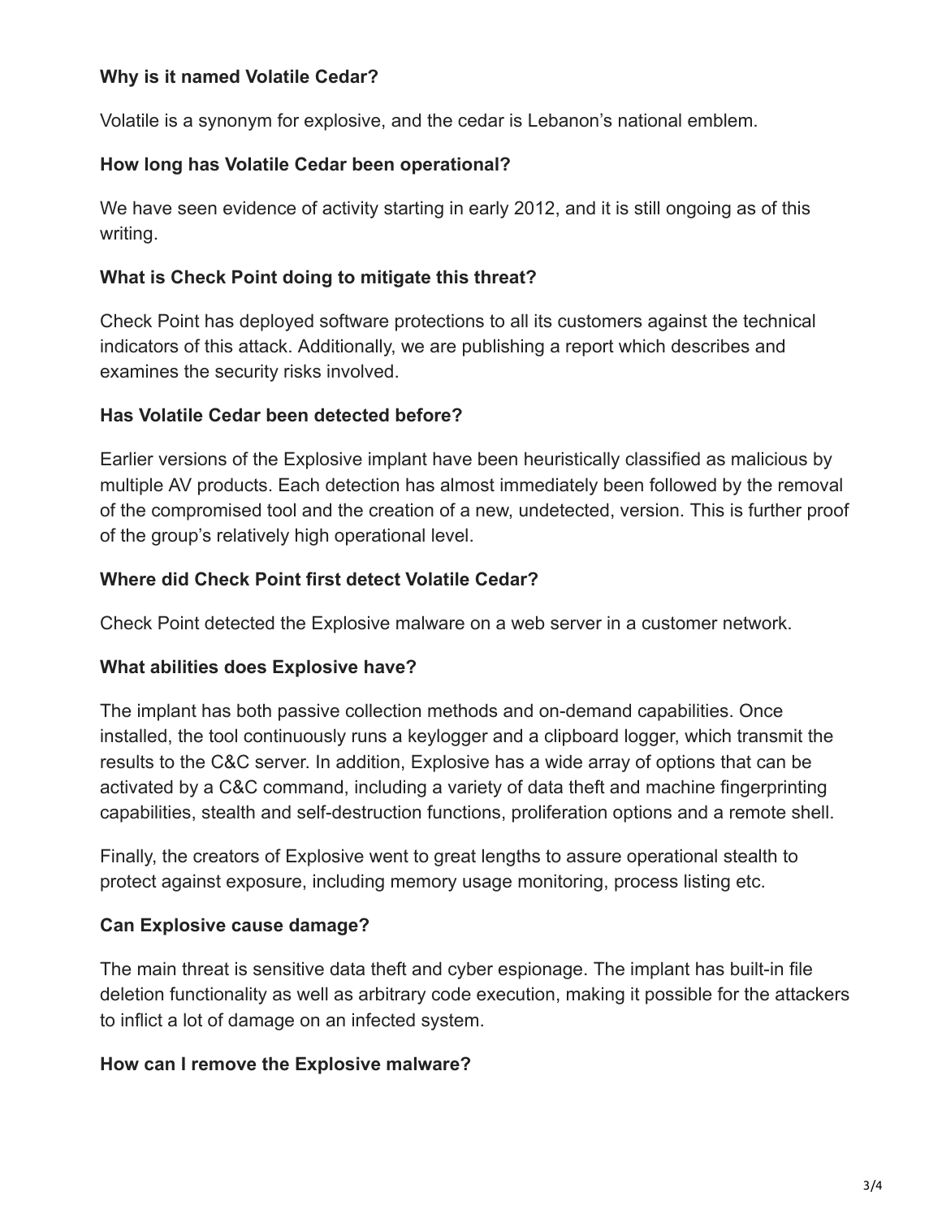**Why is it named Volatile Cedar?**

Volatile is a synonym for explosive, and the cedar is Lebanon's national emblem.

**How long has Volatile Cedar been operational?**

We have seen evidence of activity starting in early 2012, and it is still ongoing as of this writing.

**What is Check Point doing to mitigate this threat?**

Check Point has deployed software protections to all its customers against the technical indicators of this attack. Additionally, we are publishing a report which describes and examines the security risks involved.

**Has Volatile Cedar been detected before?**

Earlier versions of the Explosive implant have been heuristically classified as malicious by multiple AV products. Each detection has almost immediately been followed by the removal of the compromised tool and the creation of a new, undetected, version. This is further proof of the group's relatively high operational level.

**Where did Check Point first detect Volatile Cedar?**

Check Point detected the Explosive malware on a web server in a customer network.

**What abilities does Explosive have?**

The implant has both passive collection methods and on-demand capabilities. Once installed, the tool continuously runs a keylogger and a clipboard logger, which transmit the results to the C&C server. In addition, Explosive has a wide array of options that can be activated by a C&C command, including a variety of data theft and machine fingerprinting capabilities, stealth and self-destruction functions, proliferation options and a remote shell.

Finally, the creators of Explosive went to great lengths to assure operational stealth to protect against exposure, including memory usage monitoring, process listing etc.

**Can Explosive cause damage?**

The main threat is sensitive data theft and cyber espionage. The implant has built-in file deletion functionality as well as arbitrary code execution, making it possible for the attackers to inflict a lot of damage on an infected system.

**How can I remove the Explosive malware?**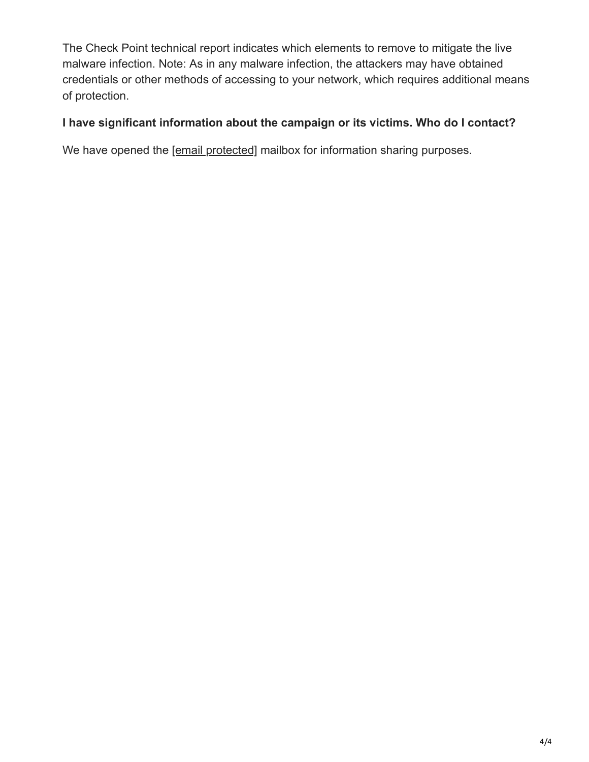The Check Point technical report indicates which elements to remove to mitigate the live malware infection. Note: As in any malware infection, the attackers may have obtained credentials or other methods of accessing to your network, which requires additional means of protection.

### I have significant information about the campaign or its victims. Who do I contact?

We have opened the [email protected] mailbox for information sharing purposes.